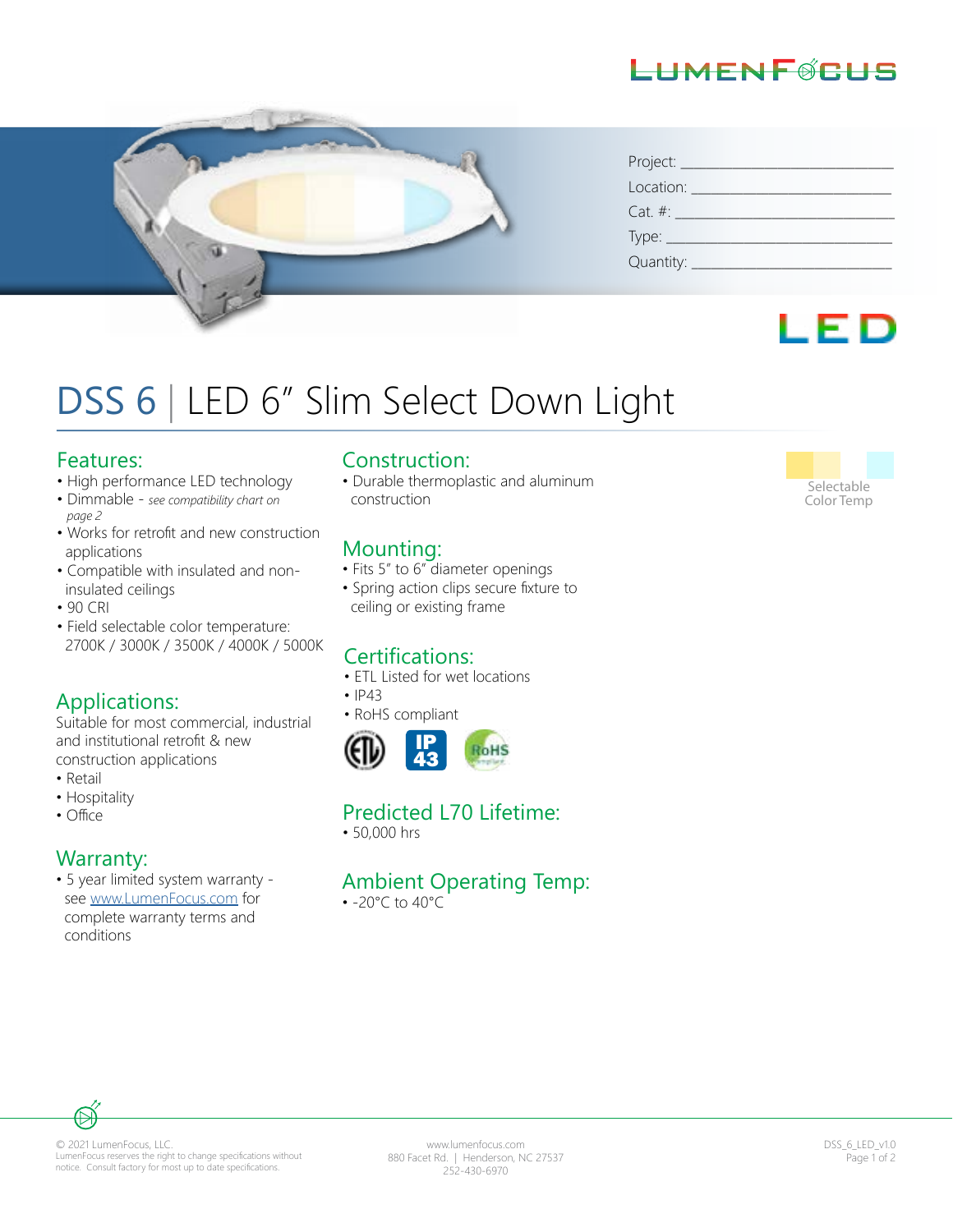LUMENFOCUS

Project: ______________________

Location: ______________________

Cat. #: ______________________

Type: ______________________

Quantity: ______________________

LED

# DSS 6 | LED 6" Slim Select Down Light

## Features:

- High performance LED technology
- Dimmable - *see compatibility chart on page 2*
- Works for retrofit and new construction applications
- Compatible with insulated and non-insulated ceilings
- 90 CRI
- Field selectable color temperature: 2700K / 3000K / 3500K / 4000K / 5000K

## Applications:

Suitable for most commercial, industrial and institutional retrofit & new construction applications

- Retail
- Hospitality
- Office

## Warranty:

- 5 year limited system warranty - see www.LumenFocus.com for complete warranty terms and conditions

## Construction:

- Durable thermoplastic and aluminum construction

## Mounting:

- Fits 5" to 6" diameter openings
- Spring action clips secure fixture to ceiling or existing frame

## Certifications:

- ETL Listed for wet locations
- IP43
- RoHS compliant

## Predicted L70 Lifetime:

- 50,000 hrs

## Ambient Operating Temp:

- -20°C to 40°C

Selectable Color Temp

© 2021 LumenFocus, LLC.
LumenFocus reserves the right to change specifications without notice. Consult factory for most up to date specifications.

www.lumenfocus.com
880 Facet Rd. | Henderson, NC 27537
252-430-6970

DSS_6_LED_v1.0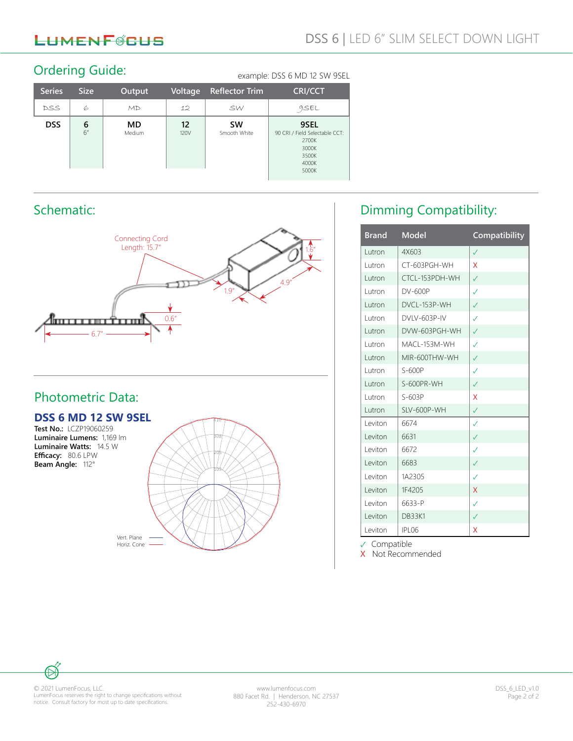## Ordering Guide:

example: DSS 6 MD 12 SW 9SEL

| Series | Size | Output | Voltage | Reflector Trim | CRI/CCT |
|---|---|---|---|---|---|
| DSS | 6 | MD | 12 | SW | 9SEL |
| **DSS** | **6** 6" | **MD** Medium | **12** 120V | **SW** Smooth White | **9SEL** 90 CRI / Field Selectable CCT: 2700K 3000K 3500K 4000K 5000K |

## Schematic:

Connecting Cord Length: 15.7"

1.6"

4.9"

1.9"

0.6"

6.7"

## Photometric Data:

### DSS 6 MD 12 SW 9SEL

**Test No.:** LCZP19060259
**Luminaire Lumens:** 1,169 lm
**Luminaire Watts:** 14.5 W
**Efficacy:** 80.6 LPW
**Beam Angle:** 112°

410
308
205
103

Vert. Plane
Horiz. Cone

## Dimming Compatibility:

| Brand | Model | Compatibility |
|---|---|---|
| Lutron | 4X603 | ✓ |
| Lutron | CT-603PGH-WH | X |
| Lutron | CTCL-153PDH-WH | ✓ |
| Lutron | DV-600P | ✓ |
| Lutron | DVCL-153P-WH | ✓ |
| Lutron | DVLV-603P-IV | ✓ |
| Lutron | DVW-603PGH-WH | ✓ |
| Lutron | MACL-153M-WH | ✓ |
| Lutron | MIR-600THW-WH | ✓ |
| Lutron | S-600P | ✓ |
| Lutron | S-600PR-WH | ✓ |
| Lutron | S-603P | X |
| Lutron | SLV-600P-WH | ✓ |
| Leviton | 6674 | ✓ |
| Leviton | 6631 | ✓ |
| Leviton | 6672 | ✓ |
| Leviton | 6683 | ✓ |
| Leviton | 1A2305 | ✓ |
| Leviton | 1F4205 | X |
| Leviton | 6633-P | ✓ |
| Leviton | DB33K1 | ✓ |
| Leviton | IPL06 | X |

✓ Compatible
X Not Recommended

© 2021 LumenFocus, LLC.
LumenFocus reserves the right to change specifications without notice. Consult factory for most up to date specifications.

www.lumenfocus.com
880 Facet Rd. | Henderson, NC 27537
252-430-6970

DSS_6_LED_v1.0